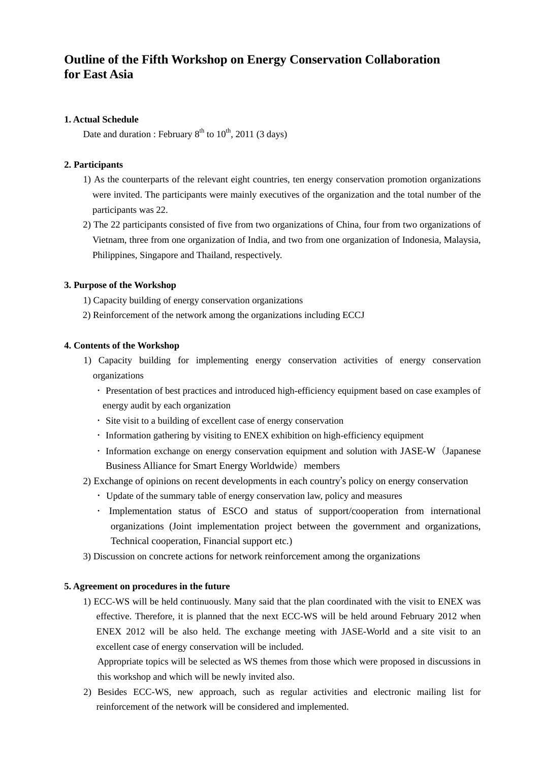# Outline of the Fifth Workshop on Energy Conservation Collaboration for East Asia

**1. Actual Schedule**

Date and duration : February $8^{th}$ to $10^{th}$, 2011 (3 days)

**2. Participants**

1) As the counterparts of the relevant eight countries, ten energy conservation promotion organizations were invited. The participants were mainly executives of the organization and the total number of the participants was 22.

2) The 22 participants consisted of five from two organizations of China, four from two organizations of Vietnam, three from one organization of India, and two from one organization of Indonesia, Malaysia, Philippines, Singapore and Thailand, respectively.

**3. Purpose of the Workshop**

1) Capacity building of energy conservation organizations

2) Reinforcement of the network among the organizations including ECCJ

**4. Contents of the Workshop**

1) Capacity building for implementing energy conservation activities of energy conservation organizations

- Presentation of best practices and introduced high-efficiency equipment based on case examples of energy audit by each organization
- Site visit to a building of excellent case of energy conservation
- Information gathering by visiting to ENEX exhibition on high-efficiency equipment
- Information exchange on energy conservation equipment and solution with JASE-W（Japanese Business Alliance for Smart Energy Worldwide）members

2) Exchange of opinions on recent developments in each country's policy on energy conservation

- Update of the summary table of energy conservation law, policy and measures
- Implementation status of ESCO and status of support/cooperation from international organizations (Joint implementation project between the government and organizations, Technical cooperation, Financial support etc.)

3) Discussion on concrete actions for network reinforcement among the organizations

**5. Agreement on procedures in the future**

1) ECC-WS will be held continuously. Many said that the plan coordinated with the visit to ENEX was effective. Therefore, it is planned that the next ECC-WS will be held around February 2012 when ENEX 2012 will be also held. The exchange meeting with JASE-World and a site visit to an excellent case of energy conservation will be included.

Appropriate topics will be selected as WS themes from those which were proposed in discussions in this workshop and which will be newly invited also.

2) Besides ECC-WS, new approach, such as regular activities and electronic mailing list for reinforcement of the network will be considered and implemented.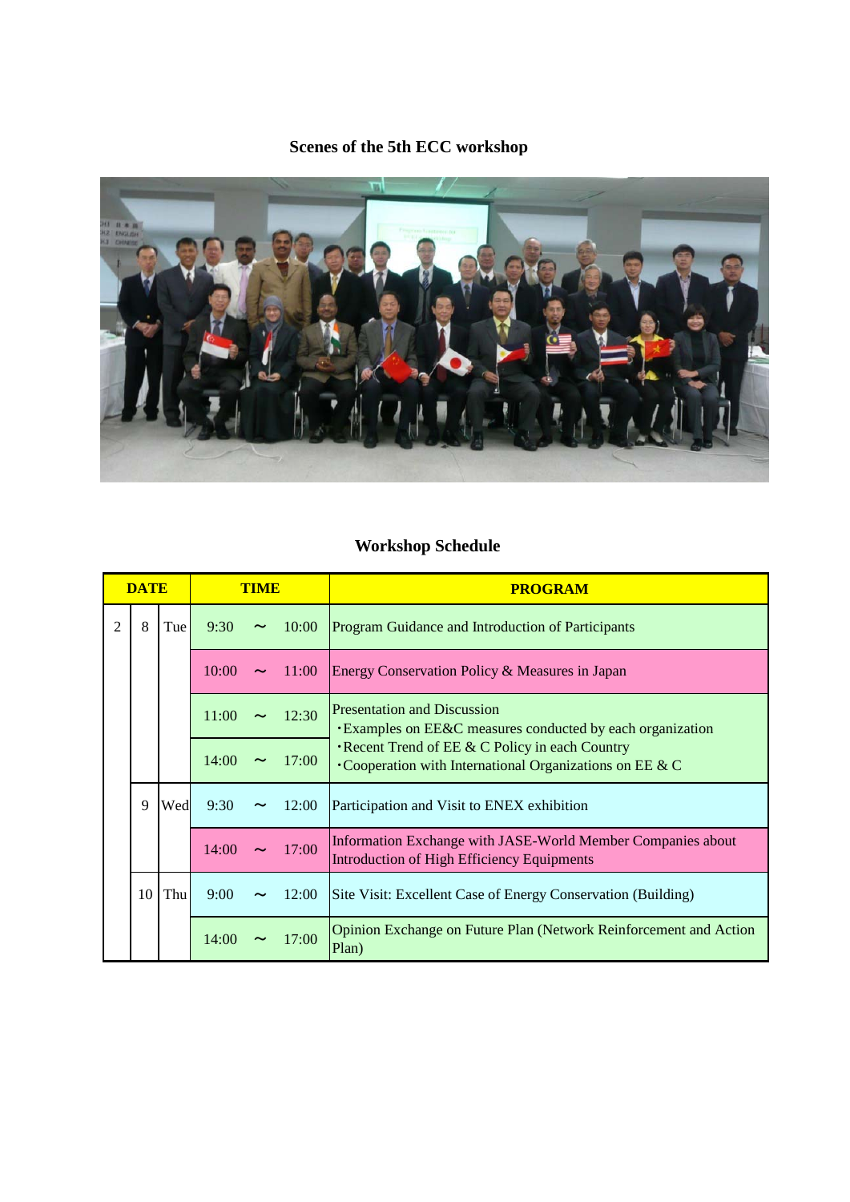## Scenes of the 5th ECC workshop

## Workshop Schedule

| DATE | | | TIME | PROGRAM |
|---|---|---|---|---|
| 2 | 8 | Tue | 9:30 ～ 10:00 | Program Guidance and Introduction of Participants |
| | | | 10:00 ～ 11:00 | Energy Conservation Policy & Measures in Japan |
| | | | 11:00 ～ 12:30 | Presentation and Discussion<br>・Examples on EE&C measures conducted by each organization<br>・Recent Trend of EE & C Policy in each Country<br>・Cooperation with International Organizations on EE & C |
| | | | 14:00 ～ 17:00 | |
| | 9 | Wed | 9:30 ～ 12:00 | Participation and Visit to ENEX exhibition |
| | | | 14:00 ～ 17:00 | Information Exchange with JASE-World Member Companies about Introduction of High Efficiency Equipments |
| | 10 | Thu | 9:00 ～ 12:00 | Site Visit: Excellent Case of Energy Conservation (Building) |
| | | | 14:00 ～ 17:00 | Opinion Exchange on Future Plan (Network Reinforcement and Action Plan) |